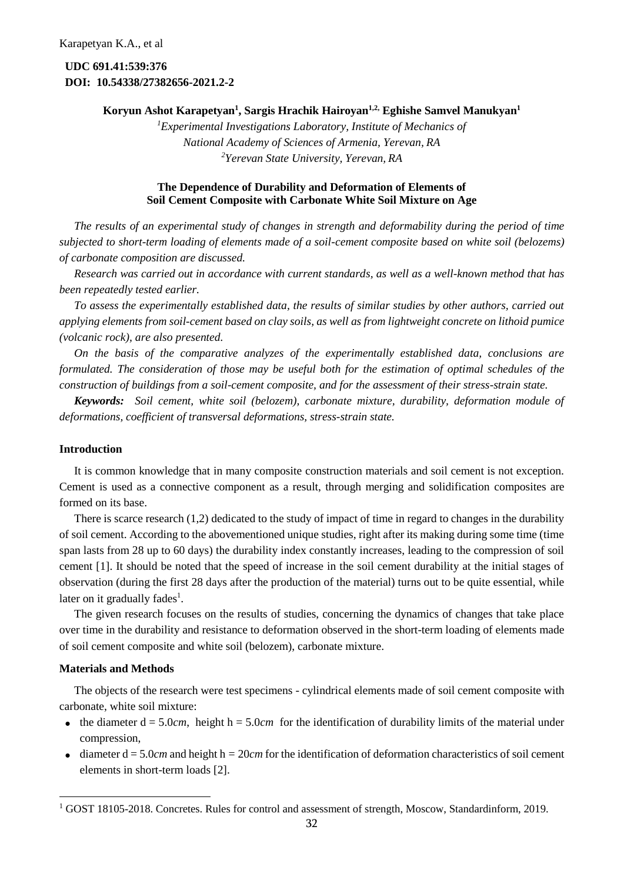**UDC 691.41:539:376**
**DOI: 10.54338/27382656-2021.2-2**

**Koryun Ashot Karapetyan[1], Sargis Hrachik Hairoyan[1,2], Eghishe Samvel Manukyan[1]**

*[1]Experimental Investigations Laboratory, Institute of Mechanics of National Academy of Sciences of Armenia, Yerevan, RA*
*[2]Yerevan State University, Yerevan, RA*

# The Dependence of Durability and Deformation of Elements of Soil Cement Composite with Carbonate White Soil Mixture on Age

*The results of an experimental study of changes in strength and deformability during the period of time subjected to short-term loading of elements made of a soil-cement composite based on white soil (belozems) of carbonate composition are discussed.*

*Research was carried out in accordance with current standards, as well as a well-known method that has been repeatedly tested earlier.*

*To assess the experimentally established data, the results of similar studies by other authors, carried out applying elements from soil-cement based on clay soils, as well as from lightweight concrete on lithoid pumice (volcanic rock), are also presented.*

*On the basis of the comparative analyzes of the experimentally established data, conclusions are formulated. The consideration of those may be useful both for the estimation of optimal schedules of the construction of buildings from a soil-cement composite, and for the assessment of their stress-strain state.*

***Keywords:*** *Soil cement, white soil (belozem), carbonate mixture, durability, deformation module of deformations, coefficient of transversal deformations, stress-strain state.*

## Introduction

It is common knowledge that in many composite construction materials and soil cement is not exception. Cement is used as a connective component as a result, through merging and solidification composites are formed on its base.

There is scarce research (1,2) dedicated to the study of impact of time in regard to changes in the durability of soil cement. According to the abovementioned unique studies, right after its making during some time (time span lasts from 28 up to 60 days) the durability index constantly increases, leading to the compression of soil cement [1]. It should be noted that the speed of increase in the soil cement durability at the initial stages of observation (during the first 28 days after the production of the material) turns out to be quite essential, while later on it gradually fades[1].

The given research focuses on the results of studies, concerning the dynamics of changes that take place over time in the durability and resistance to deformation observed in the short-term loading of elements made of soil cement composite and white soil (belozem), carbonate mixture.

## Materials and Methods

The objects of the research were test specimens - cylindrical elements made of soil cement composite with carbonate, white soil mixture:

- the diameter $d = 5.0cm$, height $h = 5.0cm$ for the identification of durability limits of the material under compression,
- diameter $d = 5.0cm$ and height $h = 20cm$ for the identification of deformation characteristics of soil cement elements in short-term loads [2].

[1] GOST 18105-2018. Concretes. Rules for control and assessment of strength, Moscow, Standardinform, 2019.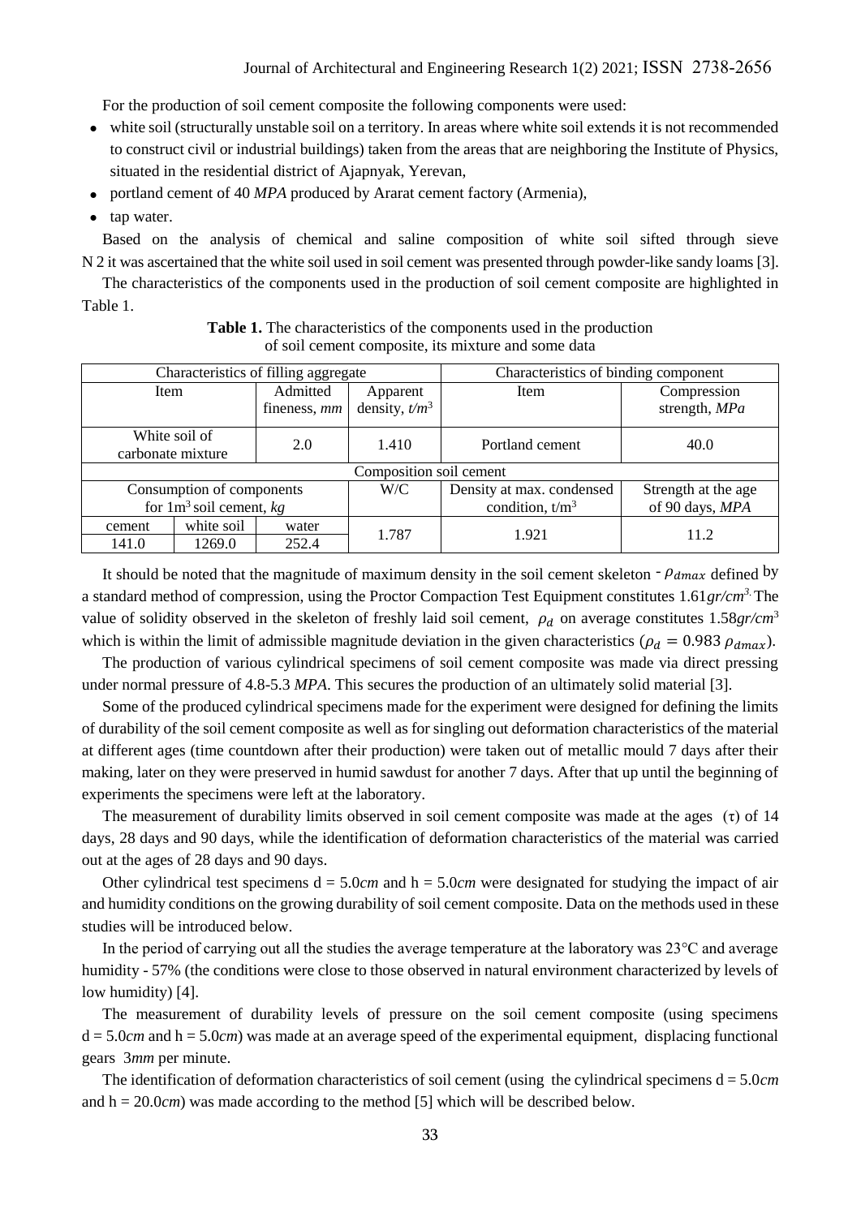For the production of soil cement composite the following components were used:

- white soil (structurally unstable soil on a territory. In areas where white soil extends it is not recommended to construct civil or industrial buildings) taken from the areas that are neighboring the Institute of Physics, situated in the residential district of Ajapnyak, Yerevan,
- portland cement of 40 *MPA* produced by Ararat cement factory (Armenia),
- tap water.

Based on the analysis of chemical and saline composition of white soil sifted through sieve N 2 it was ascertained that the white soil used in soil cement was presented through powder-like sandy loams [3].

The characteristics of the components used in the production of soil cement composite are highlighted in Table 1.

**Table 1.** The characteristics of the components used in the production of soil cement composite, its mixture and some data

| Characteristics of filling aggregate | | | | Characteristics of binding component | |
|---|---|---|---|---|---|
| Item | | Admitted fineness, *mm* | Apparent density, $t/m^3$ | Item | Compression strength, *MPa* |
| White soil of carbonate mixture | | 2.0 | 1.410 | Portland cement | 40.0 |
| Composition soil cement | | | | | |
| Consumption of components for $1m^3$ soil cement, *kg* | | | W/C | Density at max. condensed condition, $t/m^3$ | Strength at the age of 90 days, *MPA* |
| cement | white soil | water | | | |
| 141.0 | 1269.0 | 252.4 | 1.787 | 1.921 | 11.2 |

It should be noted that the magnitude of maximum density in the soil cement skeleton - $\rho_{dmax}$ defined by a standard method of compression, using the Proctor Compaction Test Equipment constitutes 1.61*gr/cm*$^3$. The value of solidity observed in the skeleton of freshly laid soil cement, $\rho_d$ on average constitutes 1.58*gr/cm*$^3$ which is within the limit of admissible magnitude deviation in the given characteristics ($\rho_d = 0.983\ \rho_{dmax}$).

The production of various cylindrical specimens of soil cement composite was made via direct pressing under normal pressure of 4.8-5.3 *MPA*. This secures the production of an ultimately solid material [3].

Some of the produced cylindrical specimens made for the experiment were designed for defining the limits of durability of the soil cement composite as well as for singling out deformation characteristics of the material at different ages (time countdown after their production) were taken out of metallic mould 7 days after their making, later on they were preserved in humid sawdust for another 7 days. After that up until the beginning of experiments the specimens were left at the laboratory.

The measurement of durability limits observed in soil cement composite was made at the ages ($\tau$) of 14 days, 28 days and 90 days, while the identification of deformation characteristics of the material was carried out at the ages of 28 days and 90 days.

Other cylindrical test specimens d = 5.0*cm* and h = 5.0*cm* were designated for studying the impact of air and humidity conditions on the growing durability of soil cement composite. Data on the methods used in these studies will be introduced below.

In the period of carrying out all the studies the average temperature at the laboratory was 23°C and average humidity - 57% (the conditions were close to those observed in natural environment characterized by levels of low humidity) [4].

The measurement of durability levels of pressure on the soil cement composite (using specimens d = 5.0*cm* and h = 5.0*cm*) was made at an average speed of the experimental equipment, displacing functional gears 3*mm* per minute.

The identification of deformation characteristics of soil cement (using the cylindrical specimens d = 5.0*cm* and h = 20.0*cm*) was made according to the method [5] which will be described below.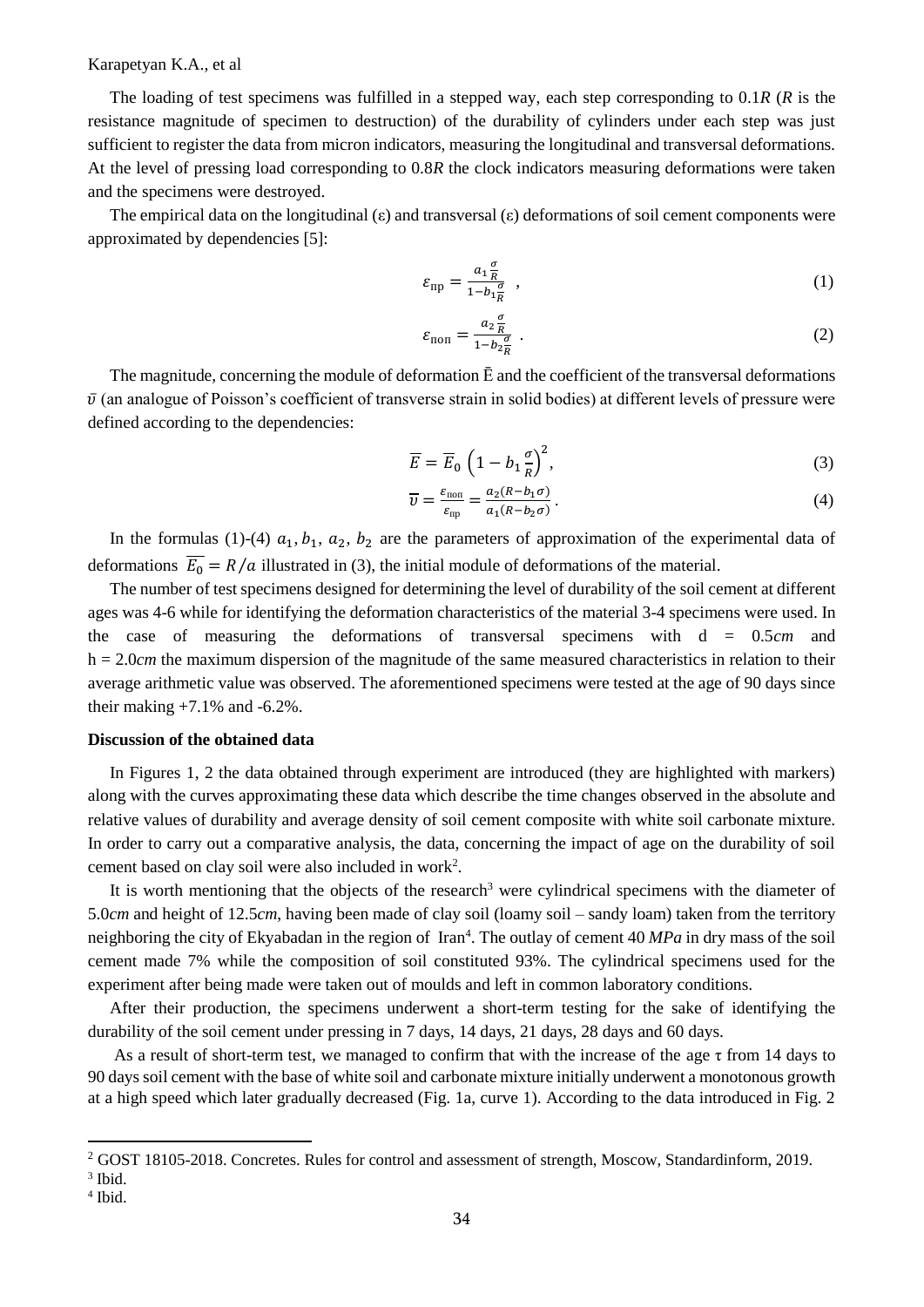The loading of test specimens was fulfilled in a stepped way, each step corresponding to $0.1R$ ($R$ is the resistance magnitude of specimen to destruction) of the durability of cylinders under each step was just sufficient to register the data from micron indicators, measuring the longitudinal and transversal deformations. At the level of pressing load corresponding to $0.8R$ the clock indicators measuring deformations were taken and the specimens were destroyed.

The empirical data on the longitudinal (ε) and transversal (ε) deformations of soil cement components were approximated by dependencies [5]:

$$\varepsilon_{\text{пр}} = \frac{a_1 \frac{\sigma}{R}}{1 - b_1 \frac{\sigma}{R}} \, , \tag{1}$$

$$\varepsilon_{\text{поп}} = \frac{a_2 \frac{\sigma}{R}}{1 - b_2 \frac{\sigma}{R}} \, . \tag{2}$$

The magnitude, concerning the module of deformation $\bar{E}$ and the coefficient of the transversal deformations $\bar{v}$ (an analogue of Poisson's coefficient of transverse strain in solid bodies) at different levels of pressure were defined according to the dependencies:

$$\overline{E} = \overline{E}_0 \left(1 - b_1 \frac{\sigma}{R}\right)^2, \tag{3}$$

$$\overline{v} = \frac{\varepsilon_{\text{поп}}}{\varepsilon_{\text{пр}}} = \frac{a_2(R - b_1\sigma)}{a_1(R - b_2\sigma)} \, . \tag{4}$$

In the formulas (1)-(4) $a_1, b_1, a_2, b_2$ are the parameters of approximation of the experimental data of deformations $\overline{E_0} = R/a$ illustrated in (3), the initial module of deformations of the material.

The number of test specimens designed for determining the level of durability of the soil cement at different ages was 4-6 while for identifying the deformation characteristics of the material 3-4 specimens were used. In the case of measuring the deformations of transversal specimens with d = 0.5*cm* and h = 2.0*cm* the maximum dispersion of the magnitude of the same measured characteristics in relation to their average arithmetic value was observed. The aforementioned specimens were tested at the age of 90 days since their making +7.1% and -6.2%.

## Discussion of the obtained data

In Figures 1, 2 the data obtained through experiment are introduced (they are highlighted with markers) along with the curves approximating these data which describe the time changes observed in the absolute and relative values of durability and average density of soil cement composite with white soil carbonate mixture. In order to carry out a comparative analysis, the data, concerning the impact of age on the durability of soil cement based on clay soil were also included in work[2].

It is worth mentioning that the objects of the research[3] were cylindrical specimens with the diameter of 5.0*cm* and height of 12.5*cm*, having been made of clay soil (loamy soil – sandy loam) taken from the territory neighboring the city of Ekyabadan in the region of Iran[4]. The outlay of cement 40 *MPa* in dry mass of the soil cement made 7% while the composition of soil constituted 93%. The cylindrical specimens used for the experiment after being made were taken out of moulds and left in common laboratory conditions.

After their production, the specimens underwent a short-term testing for the sake of identifying the durability of the soil cement under pressing in 7 days, 14 days, 21 days, 28 days and 60 days.

As a result of short-term test, we managed to confirm that with the increase of the age τ from 14 days to 90 days soil cement with the base of white soil and carbonate mixture initially underwent a monotonous growth at a high speed which later gradually decreased (Fig. 1a, curve 1). According to the data introduced in Fig. 2

---

[2] GOST 18105-2018. Concretes. Rules for control and assessment of strength, Moscow, Standardinform, 2019.

[3] Ibid.

[4] Ibid.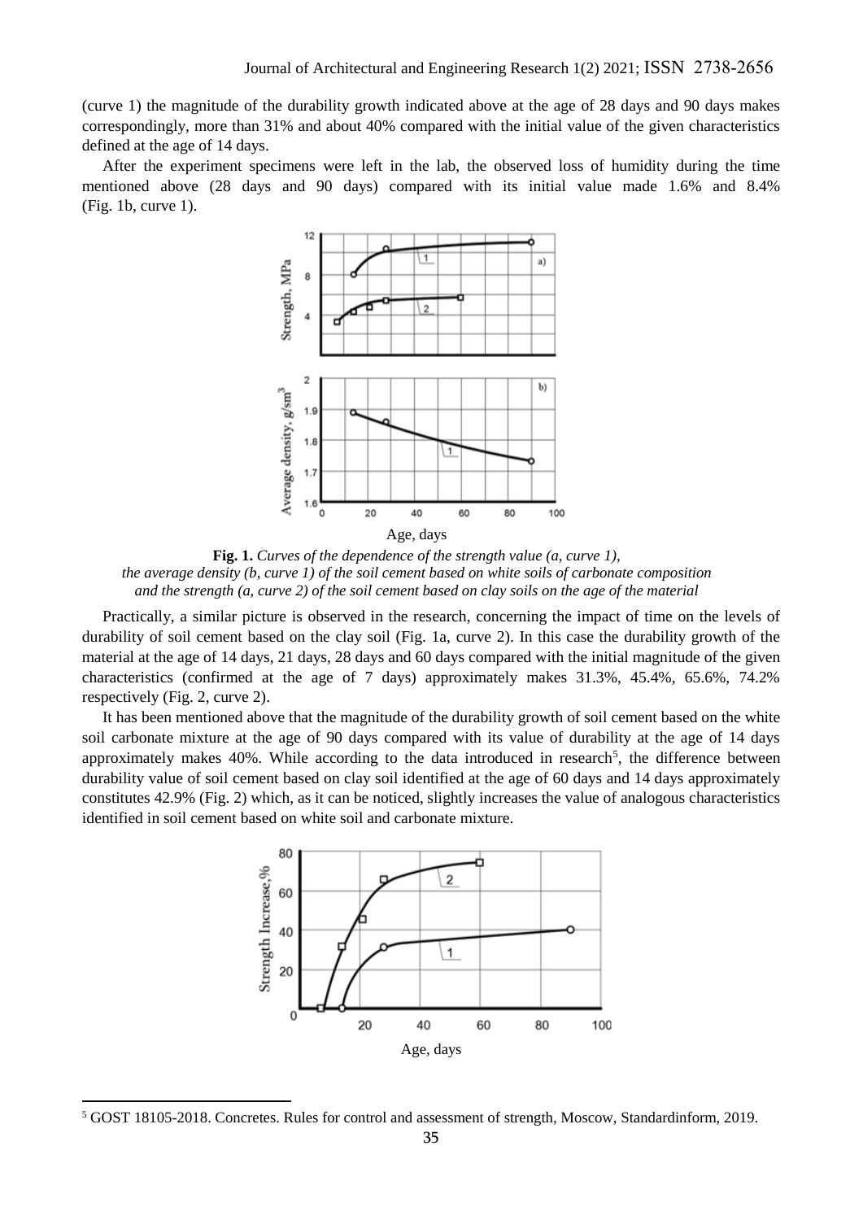(curve 1) the magnitude of the durability growth indicated above at the age of 28 days and 90 days makes correspondingly, more than 31% and about 40% compared with the initial value of the given characteristics defined at the age of 14 days.

After the experiment specimens were left in the lab, the observed loss of humidity during the time mentioned above (28 days and 90 days) compared with its initial value made 1.6% and 8.4% (Fig. 1b, curve 1).

**Fig. 1.** *Curves of the dependence of the strength value (a, curve 1), the average density (b, curve 1) of the soil cement based on white soils of carbonate composition and the strength (a, curve 2) of the soil cement based on clay soils on the age of the material*

Practically, a similar picture is observed in the research, concerning the impact of time on the levels of durability of soil cement based on the clay soil (Fig. 1a, curve 2). In this case the durability growth of the material at the age of 14 days, 21 days, 28 days and 60 days compared with the initial magnitude of the given characteristics (confirmed at the age of 7 days) approximately makes 31.3%, 45.4%, 65.6%, 74.2% respectively (Fig. 2, curve 2).

It has been mentioned above that the magnitude of the durability growth of soil cement based on the white soil carbonate mixture at the age of 90 days compared with its value of durability at the age of 14 days approximately makes 40%. While according to the data introduced in research[5], the difference between durability value of soil cement based on clay soil identified at the age of 60 days and 14 days approximately constitutes 42.9% (Fig. 2) which, as it can be noticed, slightly increases the value of analogous characteristics identified in soil cement based on white soil and carbonate mixture.

[5] GOST 18105-2018. Concretes. Rules for control and assessment of strength, Moscow, Standardinform, 2019.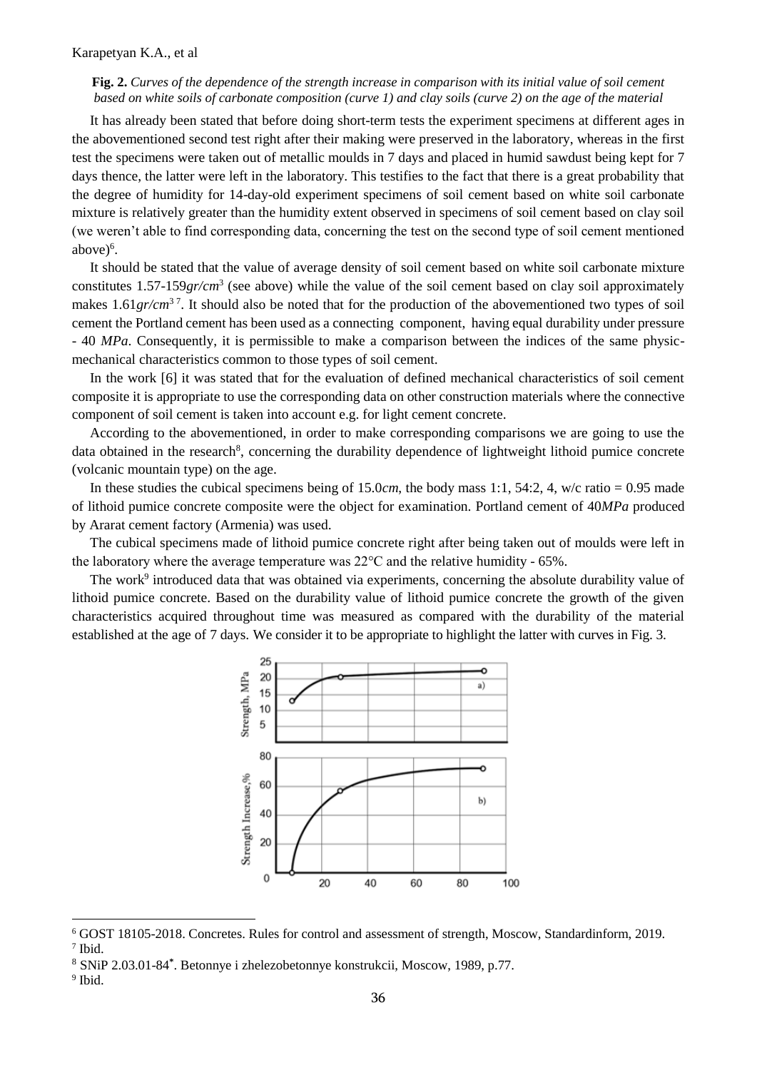**Fig. 2.** *Curves of the dependence of the strength increase in comparison with its initial value of soil cement based on white soils of carbonate composition (curve 1) and clay soils (curve 2) on the age of the material*

It has already been stated that before doing short-term tests the experiment specimens at different ages in the abovementioned second test right after their making were preserved in the laboratory, whereas in the first test the specimens were taken out of metallic moulds in 7 days and placed in humid sawdust being kept for 7 days thence, the latter were left in the laboratory. This testifies to the fact that there is a great probability that the degree of humidity for 14-day-old experiment specimens of soil cement based on white soil carbonate mixture is relatively greater than the humidity extent observed in specimens of soil cement based on clay soil (we weren't able to find corresponding data, concerning the test on the second type of soil cement mentioned above)[6].

It should be stated that the value of average density of soil cement based on white soil carbonate mixture constitutes 1.57-159*gr/cm*$^3$ (see above) while the value of the soil cement based on clay soil approximately makes 1.61*gr/cm*$^3$ [7]. It should also be noted that for the production of the abovementioned two types of soil cement the Portland cement has been used as a connecting component, having equal durability under pressure - 40 *MPa*. Consequently, it is permissible to make a comparison between the indices of the same physic-mechanical characteristics common to those types of soil cement.

In the work [6] it was stated that for the evaluation of defined mechanical characteristics of soil cement composite it is appropriate to use the corresponding data on other construction materials where the connective component of soil cement is taken into account e.g. for light cement concrete.

According to the abovementioned, in order to make corresponding comparisons we are going to use the data obtained in the research[8], concerning the durability dependence of lightweight lithoid pumice concrete (volcanic mountain type) on the age.

In these studies the cubical specimens being of 15.0*cm*, the body mass 1:1, 54:2, 4, w/c ratio = 0.95 made of lithoid pumice concrete composite were the object for examination. Portland cement of 40*MPa* produced by Ararat cement factory (Armenia) was used.

The cubical specimens made of lithoid pumice concrete right after being taken out of moulds were left in the laboratory where the average temperature was 22°C and the relative humidity - 65%.

The work[9] introduced data that was obtained via experiments, concerning the absolute durability value of lithoid pumice concrete. Based on the durability value of lithoid pumice concrete the growth of the given characteristics acquired throughout time was measured as compared with the durability of the material established at the age of 7 days. We consider it to be appropriate to highlight the latter with curves in Fig. 3.

---

[6] GOST 18105-2018. Concretes. Rules for control and assessment of strength, Moscow, Standardinform, 2019.

[7] Ibid.

[8] SNiP 2.03.01-84*. Betonnye i zhelezobetonnye konstrukcii, Moscow, 1989, p.77.

[9] Ibid.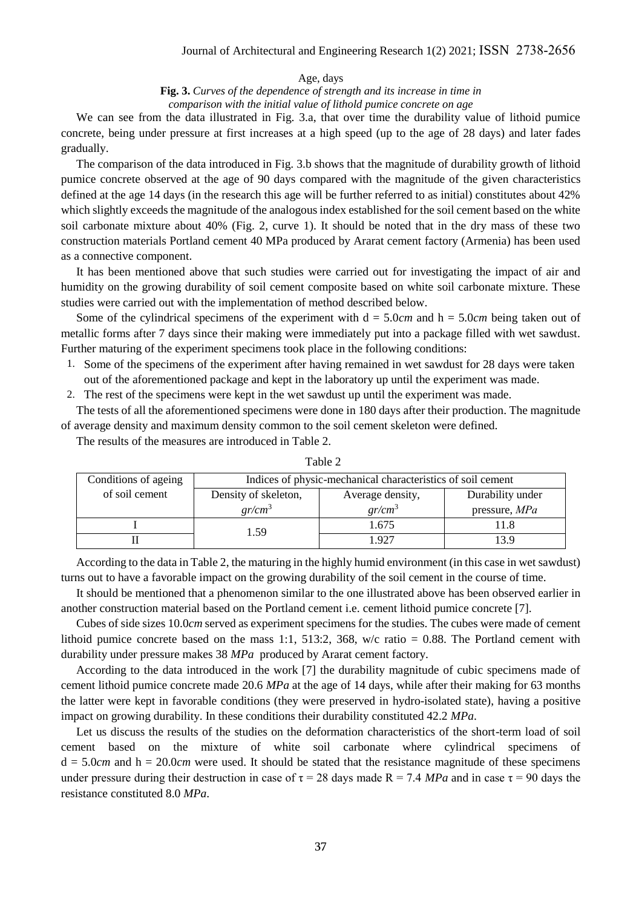Age, days

**Fig. 3.** *Curves of the dependence of strength and its increase in time in comparison with the initial value of lithold pumice concrete on age*

We can see from the data illustrated in Fig. 3.a, that over time the durability value of lithoid pumice concrete, being under pressure at first increases at a high speed (up to the age of 28 days) and later fades gradually.

The comparison of the data introduced in Fig. 3.b shows that the magnitude of durability growth of lithoid pumice concrete observed at the age of 90 days compared with the magnitude of the given characteristics defined at the age 14 days (in the research this age will be further referred to as initial) constitutes about 42% which slightly exceeds the magnitude of the analogous index established for the soil cement based on the white soil carbonate mixture about 40% (Fig. 2, curve 1). It should be noted that in the dry mass of these two construction materials Portland cement 40 MPa produced by Ararat cement factory (Armenia) has been used as a connective component.

It has been mentioned above that such studies were carried out for investigating the impact of air and humidity on the growing durability of soil cement composite based on white soil carbonate mixture. These studies were carried out with the implementation of method described below.

Some of the cylindrical specimens of the experiment with $d = 5.0cm$ and $h = 5.0cm$ being taken out of metallic forms after 7 days since their making were immediately put into a package filled with wet sawdust. Further maturing of the experiment specimens took place in the following conditions:

1. Some of the specimens of the experiment after having remained in wet sawdust for 28 days were taken out of the aforementioned package and kept in the laboratory up until the experiment was made.
2. The rest of the specimens were kept in the wet sawdust up until the experiment was made.

The tests of all the aforementioned specimens were done in 180 days after their production. The magnitude of average density and maximum density common to the soil cement skeleton were defined.

The results of the measures are introduced in Table 2.

Table 2

| Conditions of ageing of soil cement | Indices of physic-mechanical characteristics of soil cement | | |
|---|---|---|---|
| | Density of skeleton, $gr/cm^3$ | Average density, $gr/cm^3$ | Durability under pressure, *MPa* |
| I | 1.59 | 1.675 | 11.8 |
| II | | 1.927 | 13.9 |

According to the data in Table 2, the maturing in the highly humid environment (in this case in wet sawdust) turns out to have a favorable impact on the growing durability of the soil cement in the course of time.

It should be mentioned that a phenomenon similar to the one illustrated above has been observed earlier in another construction material based on the Portland cement i.e. cement lithoid pumice concrete [7].

Cubes of side sizes 10.0*cm* served as experiment specimens for the studies. The cubes were made of cement lithoid pumice concrete based on the mass 1:1, 513:2, 368, w/c ratio = 0.88. The Portland cement with durability under pressure makes 38 *MPa* produced by Ararat cement factory.

According to the data introduced in the work [7] the durability magnitude of cubic specimens made of cement lithoid pumice concrete made 20.6 *MPa* at the age of 14 days, while after their making for 63 months the latter were kept in favorable conditions (they were preserved in hydro-isolated state), having a positive impact on growing durability. In these conditions their durability constituted 42.2 *MPa*.

Let us discuss the results of the studies on the deformation characteristics of the short-term load of soil cement based on the mixture of white soil carbonate where cylindrical specimens of $d = 5.0cm$ and $h = 20.0cm$ were used. It should be stated that the resistance magnitude of these specimens under pressure during their destruction in case of $\tau = 28$ days made $R = 7.4$ *MPa* and in case $\tau = 90$ days the resistance constituted 8.0 *MPa*.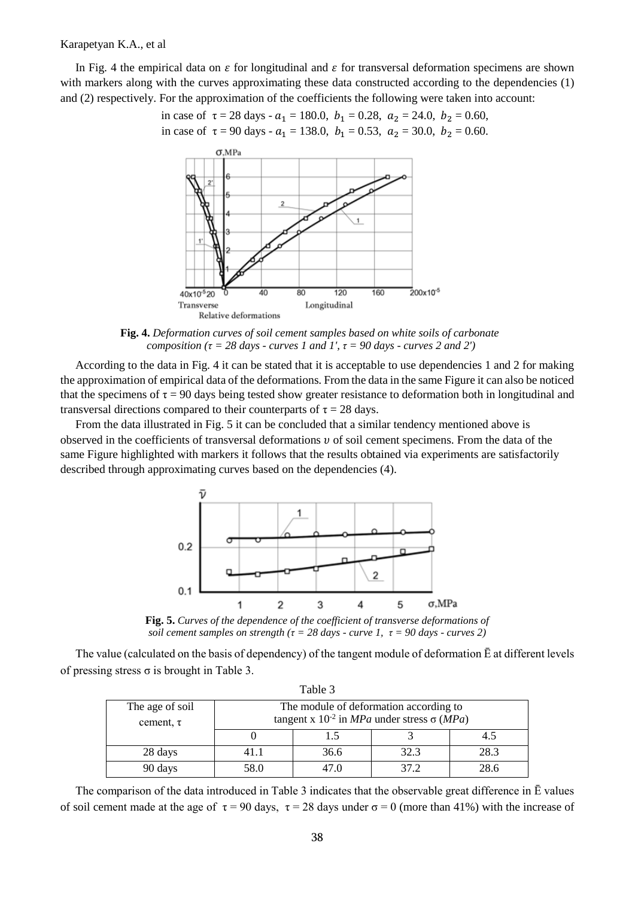In Fig. 4 the empirical data on $\varepsilon$ for longitudinal and $\varepsilon$ for transversal deformation specimens are shown with markers along with the curves approximating these data constructed according to the dependencies (1) and (2) respectively. For the approximation of the coefficients the following were taken into account:

in case of $\tau = 28$ days - $a_1 = 180.0,\ b_1 = 0.28,\ a_2 = 24.0,\ b_2 = 0.60$,
in case of $\tau = 90$ days - $a_1 = 138.0,\ b_1 = 0.53,\ a_2 = 30.0,\ b_2 = 0.60$.

**Fig. 4.** *Deformation curves of soil cement samples based on white soils of carbonate composition ($\tau = 28$ days - curves 1 and 1', $\tau = 90$ days - curves 2 and 2')*

According to the data in Fig. 4 it can be stated that it is acceptable to use dependencies 1 and 2 for making the approximation of empirical data of the deformations. From the data in the same Figure it can also be noticed that the specimens of $\tau = 90$ days being tested show greater resistance to deformation both in longitudinal and transversal directions compared to their counterparts of $\tau = 28$ days.

From the data illustrated in Fig. 5 it can be concluded that a similar tendency mentioned above is observed in the coefficients of transversal deformations $\upsilon$ of soil cement specimens. From the data of the same Figure highlighted with markers it follows that the results obtained via experiments are satisfactorily described through approximating curves based on the dependencies (4).

**Fig. 5.** *Curves of the dependence of the coefficient of transverse deformations of soil cement samples on strength ($\tau = 28$ days - curve 1, $\tau = 90$ days - curves 2)*

The value (calculated on the basis of dependency) of the tangent module of deformation $\bar{E}$ at different levels of pressing stress σ is brought in Table 3.

Table 3

| The age of soil cement, τ | The module of deformation according to tangent x $10^{-2}$ in *MPa* under stress σ (*MPa*) | | | |
|---|---|---|---|---|
| | 0 | 1.5 | 3 | 4.5 |
| 28 days | 41.1 | 36.6 | 32.3 | 28.3 |
| 90 days | 58.0 | 47.0 | 37.2 | 28.6 |

The comparison of the data introduced in Table 3 indicates that the observable great difference in $\bar{E}$ values of soil cement made at the age of $\tau = 90$ days, $\tau = 28$ days under $\sigma = 0$ (more than 41%) with the increase of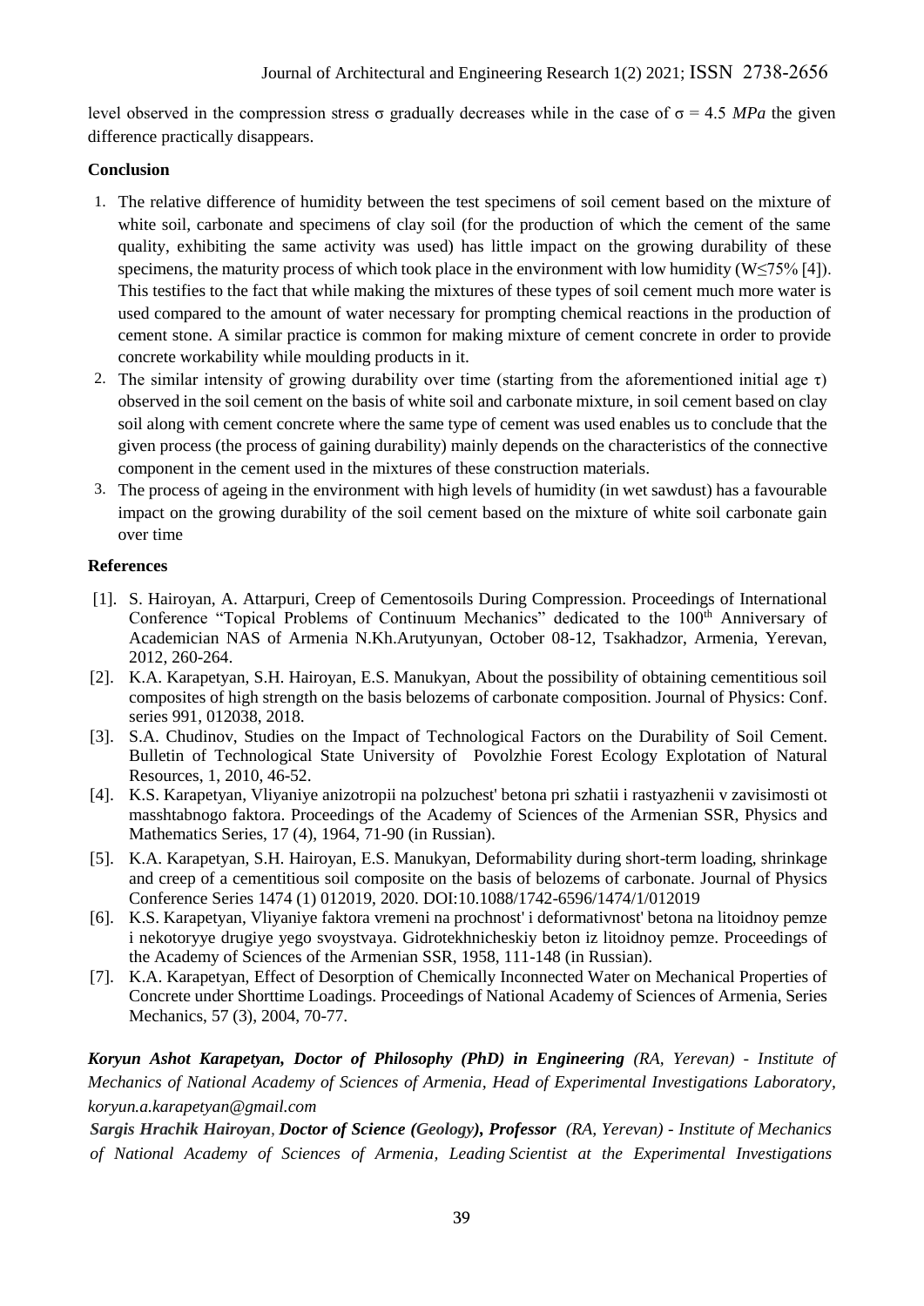level observed in the compression stress σ gradually decreases while in the case of σ = 4.5 *MPa* the given difference practically disappears.

**Conclusion**

1. The relative difference of humidity between the test specimens of soil cement based on the mixture of white soil, carbonate and specimens of clay soil (for the production of which the cement of the same quality, exhibiting the same activity was used) has little impact on the growing durability of these specimens, the maturity process of which took place in the environment with low humidity ($W \leq 75\%$ [4]). This testifies to the fact that while making the mixtures of these types of soil cement much more water is used compared to the amount of water necessary for prompting chemical reactions in the production of cement stone. A similar practice is common for making mixture of cement concrete in order to provide concrete workability while moulding products in it.
2. The similar intensity of growing durability over time (starting from the aforementioned initial age τ) observed in the soil cement on the basis of white soil and carbonate mixture, in soil cement based on clay soil along with cement concrete where the same type of cement was used enables us to conclude that the given process (the process of gaining durability) mainly depends on the characteristics of the connective component in the cement used in the mixtures of these construction materials.
3. The process of ageing in the environment with high levels of humidity (in wet sawdust) has a favourable impact on the growing durability of the soil cement based on the mixture of white soil carbonate gain over time

**References**

[1]. S. Hairoyan, A. Attarpuri, Creep of Cementosoils During Compression. Proceedings of International Conference "Topical Problems of Continuum Mechanics" dedicated to the 100th Anniversary of Academician NAS of Armenia N.Kh.Arutyunyan, October 08-12, Tsakhadzor, Armenia, Yerevan, 2012, 260-264.

[2]. K.A. Karapetyan, S.H. Hairoyan, E.S. Manukyan, About the possibility of obtaining cementitious soil composites of high strength on the basis belozems of carbonate composition. Journal of Physics: Conf. series 991, 012038, 2018.

[3]. S.A. Chudinov, Studies on the Impact of Technological Factors on the Durability of Soil Cement. Bulletin of Technological State University of Povolzhie Forest Ecology Explotation of Natural Resources, 1, 2010, 46-52.

[4]. K.S. Karapetyan, Vliyaniye anizotropii na polzuchest' betona pri szhatii i rastyazhenii v zavisimosti ot masshtabnogo faktora. Proceedings of the Academy of Sciences of the Armenian SSR, Physics and Mathematics Series, 17 (4), 1964, 71-90 (in Russian).

[5]. K.A. Karapetyan, S.H. Hairoyan, E.S. Manukyan, Deformability during short-term loading, shrinkage and creep of a cementitious soil composite on the basis of belozems of carbonate. Journal of Physics Conference Series 1474 (1) 012019, 2020. DOI:10.1088/1742-6596/1474/1/012019

[6]. K.S. Karapetyan, Vliyaniye faktora vremeni na prochnost' i deformativnost' betona na litoidnoy pemze i nekotoryye drugiye yego svoystvaya. Gidrotekhnicheskiy beton iz litoidnoy pemze. Proceedings of the Academy of Sciences of the Armenian SSR, 1958, 111-148 (in Russian).

[7]. K.A. Karapetyan, Effect of Desorption of Chemically Inconnected Water on Mechanical Properties of Concrete under Shorttime Loadings. Proceedings of National Academy of Sciences of Armenia, Series Mechanics, 57 (3), 2004, 70-77.

***Koryun Ashot Karapetyan, Doctor of Philosophy (PhD) in Engineering** (RA, Yerevan) - Institute of Mechanics of National Academy of Sciences of Armenia, Head of Experimental Investigations Laboratory, koryun.a.karapetyan@gmail.com*

***Sargis Hrachik Hairoyan**, **Doctor of Science (Geology), Professor** (RA, Yerevan) - Institute of Mechanics of National Academy of Sciences of Armenia, Leading Scientist at the Experimental Investigations*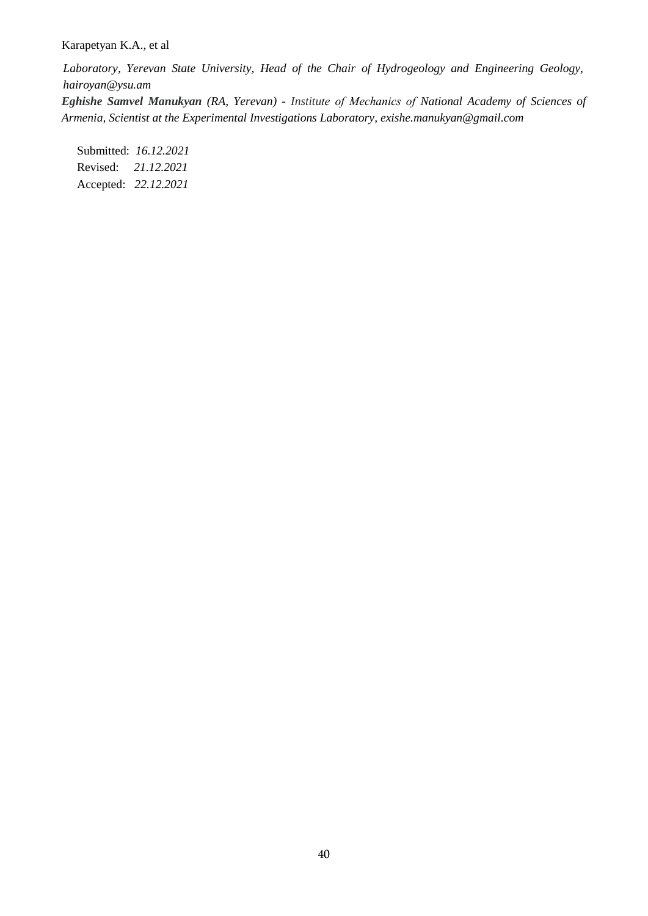*Laboratory, Yerevan State University, Head of the Chair of Hydrogeology and Engineering Geology, hairoyan@ysu.am*

***Eghishe Samvel Manukyan** (RA, Yerevan) - Institute of Mechanics of National Academy of Sciences of Armenia, Scientist at the Experimental Investigations Laboratory, exishe.manukyan@gmail.com*

Submitted: *16.12.2021*
Revised: *21.12.2021*
Accepted: *22.12.2021*